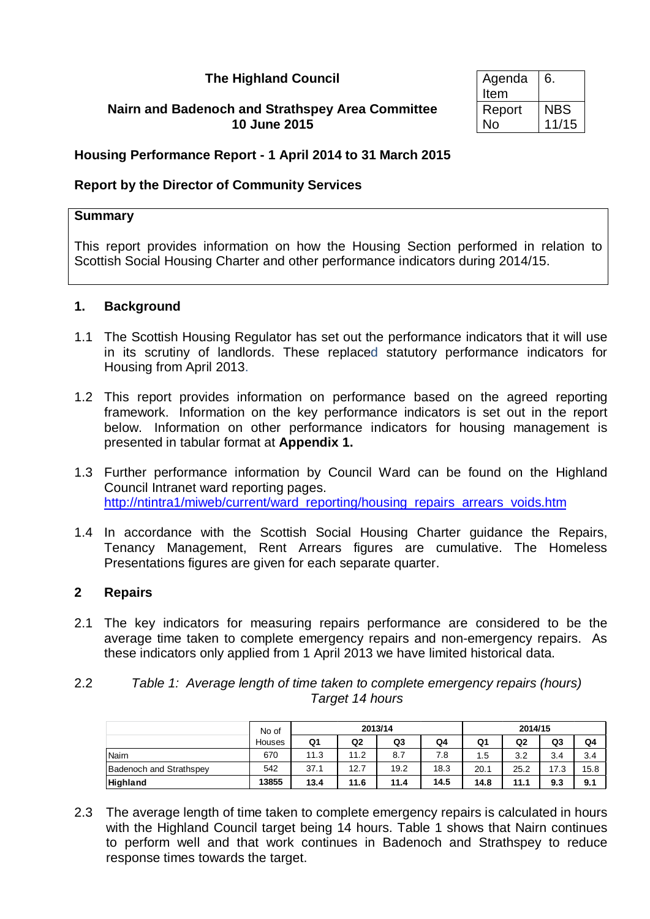# The Highland Council

## Nairn and Badenoch and Strathspey Area Committee 10 June 2015

| Agenda Item | 6. |
|---|---|
| Report No | NBS 11/15 |

## Housing Performance Report - 1 April 2014 to 31 March 2015

## Report by the Director of Community Services

**Summary**

This report provides information on how the Housing Section performed in relation to Scottish Social Housing Charter and other performance indicators during 2014/15.

### 1. Background

1.1 The Scottish Housing Regulator has set out the performance indicators that it will use in its scrutiny of landlords. These replaced statutory performance indicators for Housing from April 2013.

1.2 This report provides information on performance based on the agreed reporting framework. Information on the key performance indicators is set out in the report below. Information on other performance indicators for housing management is presented in tabular format at **Appendix 1.**

1.3 Further performance information by Council Ward can be found on the Highland Council Intranet ward reporting pages. http://ntintra1/miweb/current/ward_reporting/housing_repairs_arrears_voids.htm

1.4 In accordance with the Scottish Social Housing Charter guidance the Repairs, Tenancy Management, Rent Arrears figures are cumulative. The Homeless Presentations figures are given for each separate quarter.

### 2 Repairs

2.1 The key indicators for measuring repairs performance are considered to be the average time taken to complete emergency repairs and non-emergency repairs. As these indicators only applied from 1 April 2013 we have limited historical data.

2.2 *Table 1: Average length of time taken to complete emergency repairs (hours) Target 14 hours*

| | No of | 2013/14 | | | | 2014/15 | | | |
|---|---|---|---|---|---|---|---|---|---|
| | Houses | Q1 | Q2 | Q3 | Q4 | Q1 | Q2 | Q3 | Q4 |
| Nairn | 670 | 11.3 | 11.2 | 8.7 | 7.8 | 1.5 | 3.2 | 3.4 | 3.4 |
| Badenoch and Strathspey | 542 | 37.1 | 12.7 | 19.2 | 18.3 | 20.1 | 25.2 | 17.3 | 15.8 |
| **Highland** | **13855** | **13.4** | **11.6** | **11.4** | **14.5** | **14.8** | **11.1** | **9.3** | **9.1** |

2.3 The average length of time taken to complete emergency repairs is calculated in hours with the Highland Council target being 14 hours. Table 1 shows that Nairn continues to perform well and that work continues in Badenoch and Strathspey to reduce response times towards the target.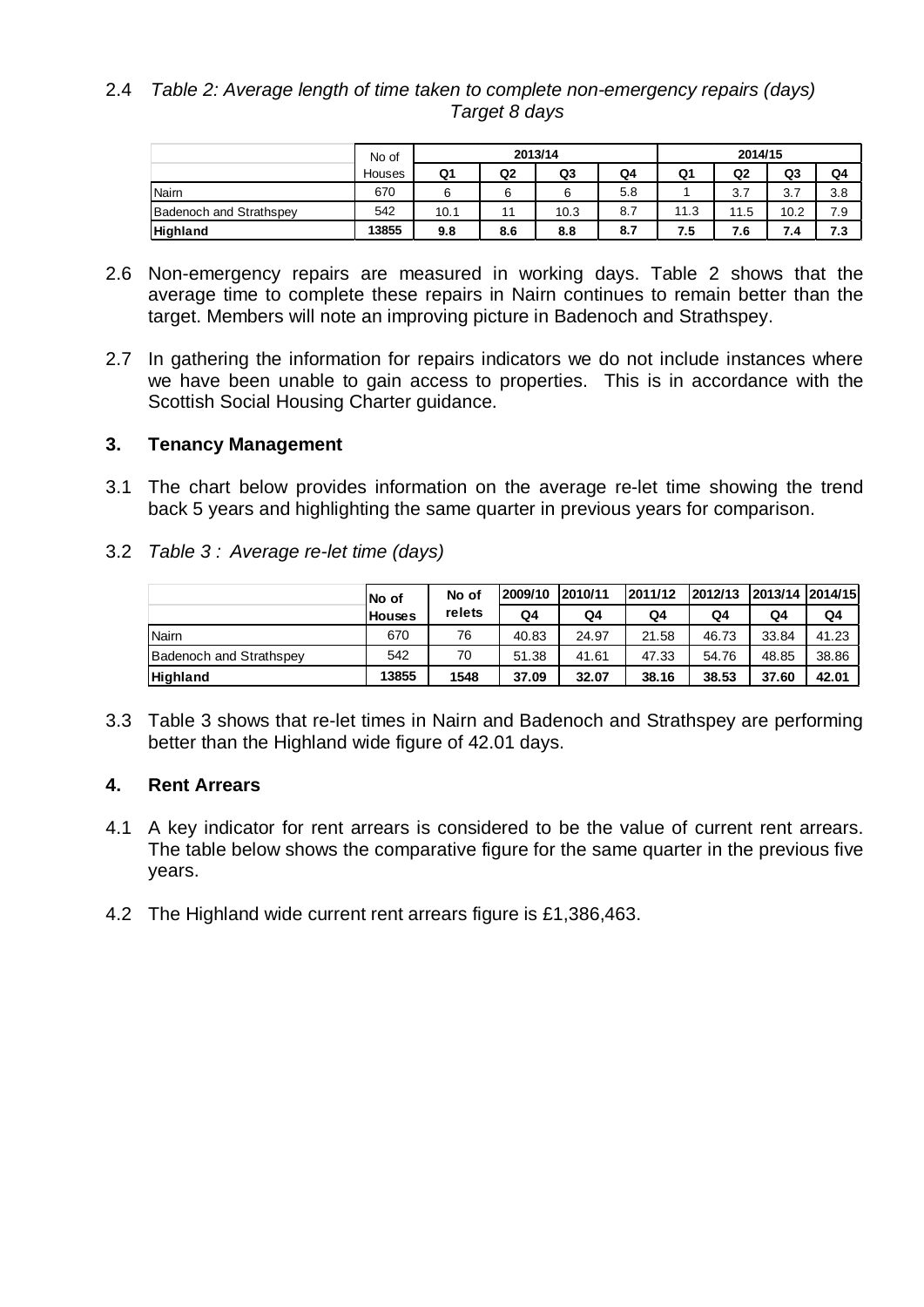2.4 *Table 2: Average length of time taken to complete non-emergency repairs (days) Target 8 days*

| | No of Houses | 2013/14 | | | | 2014/15 | | | |
|---|---|---|---|---|---|---|---|---|---|
| | | Q1 | Q2 | Q3 | Q4 | Q1 | Q2 | Q3 | Q4 |
| Nairn | 670 | 6 | 6 | 6 | 5.8 | 1 | 3.7 | 3.7 | 3.8 |
| Badenoch and Strathspey | 542 | 10.1 | 11 | 10.3 | 8.7 | 11.3 | 11.5 | 10.2 | 7.9 |
| **Highland** | **13855** | **9.8** | **8.6** | **8.8** | **8.7** | **7.5** | **7.6** | **7.4** | **7.3** |

2.6 Non-emergency repairs are measured in working days. Table 2 shows that the average time to complete these repairs in Nairn continues to remain better than the target. Members will note an improving picture in Badenoch and Strathspey.

2.7 In gathering the information for repairs indicators we do not include instances where we have been unable to gain access to properties. This is in accordance with the Scottish Social Housing Charter guidance.

## 3. Tenancy Management

3.1 The chart below provides information on the average re-let time showing the trend back 5 years and highlighting the same quarter in previous years for comparison.

3.2 *Table 3 : Average re-let time (days)*

| | No of Houses | No of relets | 2009/10 | 2010/11 | 2011/12 | 2012/13 | 2013/14 | 2014/15 |
|---|---|---|---|---|---|---|---|---|
| | | | Q4 | Q4 | Q4 | Q4 | Q4 | Q4 |
| Nairn | 670 | 76 | 40.83 | 24.97 | 21.58 | 46.73 | 33.84 | 41.23 |
| Badenoch and Strathspey | 542 | 70 | 51.38 | 41.61 | 47.33 | 54.76 | 48.85 | 38.86 |
| **Highland** | **13855** | **1548** | **37.09** | **32.07** | **38.16** | **38.53** | **37.60** | **42.01** |

3.3 Table 3 shows that re-let times in Nairn and Badenoch and Strathspey are performing better than the Highland wide figure of 42.01 days.

## 4. Rent Arrears

4.1 A key indicator for rent arrears is considered to be the value of current rent arrears. The table below shows the comparative figure for the same quarter in the previous five years.

4.2 The Highland wide current rent arrears figure is £1,386,463.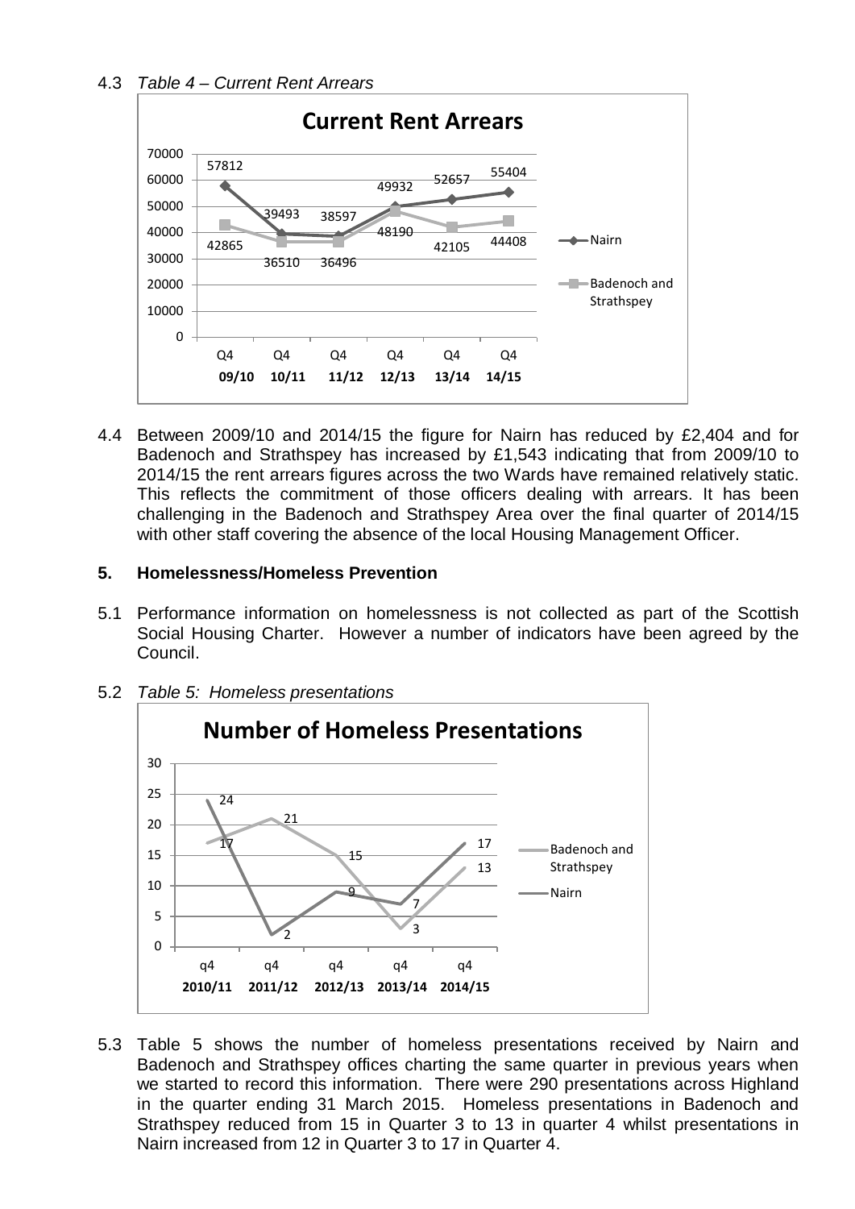4.3 *Table 4 – Current Rent Arrears*

**Current Rent Arrears**

| | Q4 09/10 | Q4 10/11 | Q4 11/12 | Q4 12/13 | Q4 13/14 | Q4 14/15 |
|---|---|---|---|---|---|---|
| Nairn | 57812 | 39493 | 38597 | 49932 | 52657 | 55404 |
| Badenoch and Strathspey | 42865 | 36510 | 36496 | 48190 | 42105 | 44408 |

4.4 Between 2009/10 and 2014/15 the figure for Nairn has reduced by £2,404 and for Badenoch and Strathspey has increased by £1,543 indicating that from 2009/10 to 2014/15 the rent arrears figures across the two Wards have remained relatively static. This reflects the commitment of those officers dealing with arrears. It has been challenging in the Badenoch and Strathspey Area over the final quarter of 2014/15 with other staff covering the absence of the local Housing Management Officer.

## 5. Homelessness/Homeless Prevention

5.1 Performance information on homelessness is not collected as part of the Scottish Social Housing Charter. However a number of indicators have been agreed by the Council.

5.2 *Table 5: Homeless presentations*

**Number of Homeless Presentations**

| | q4 2010/11 | q4 2011/12 | q4 2012/13 | q4 2013/14 | q4 2014/15 |
|---|---|---|---|---|---|
| Badenoch and Strathspey | 17 | 21 | 15 | 3 | 13 |
| Nairn | 24 | 2 | 9 | 7 | 17 |

5.3 Table 5 shows the number of homeless presentations received by Nairn and Badenoch and Strathspey offices charting the same quarter in previous years when we started to record this information. There were 290 presentations across Highland in the quarter ending 31 March 2015. Homeless presentations in Badenoch and Strathspey reduced from 15 in Quarter 3 to 13 in quarter 4 whilst presentations in Nairn increased from 12 in Quarter 3 to 17 in Quarter 4.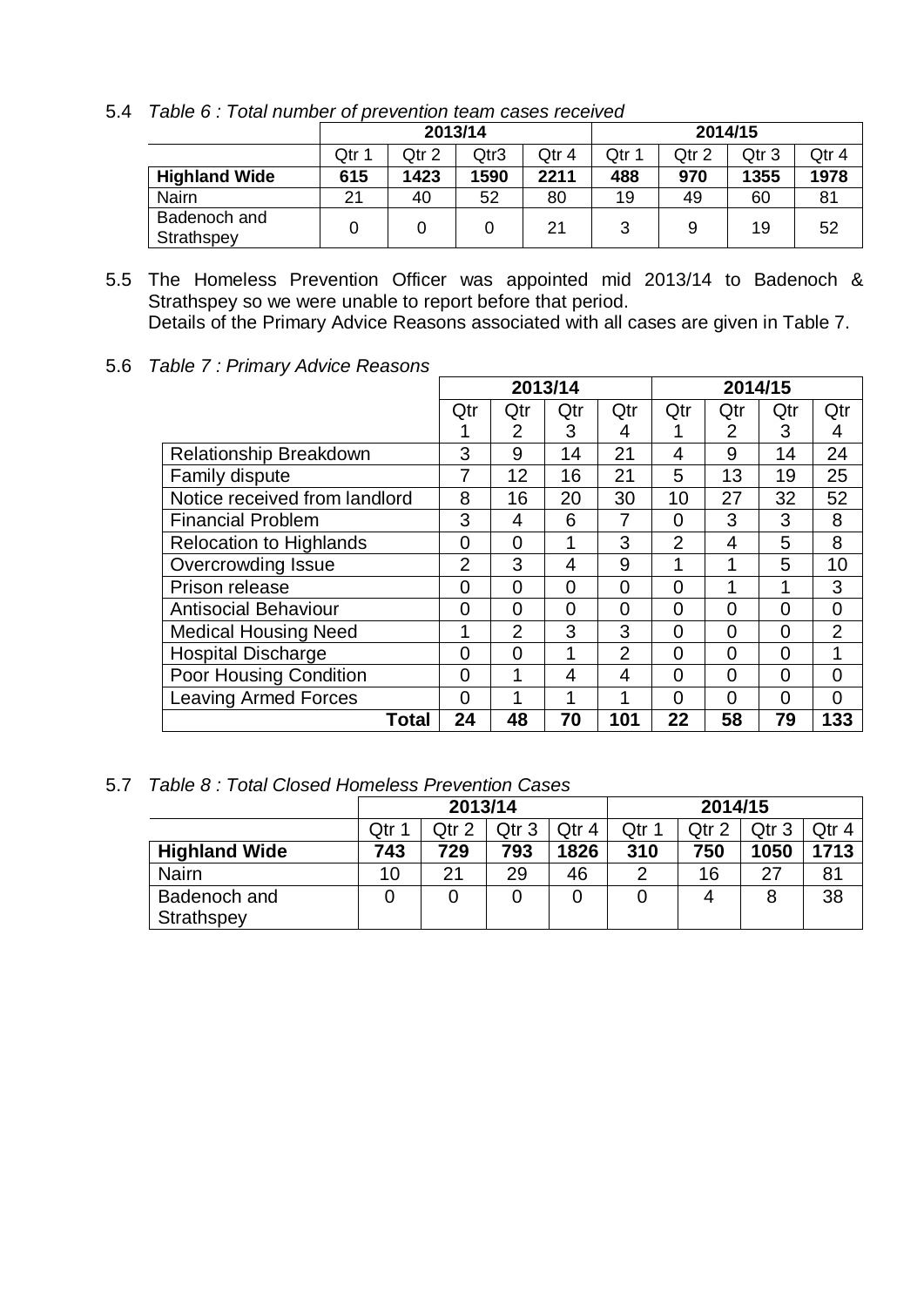5.4 *Table 6 : Total number of prevention team cases received*

| | 2013/14 | | | | 2014/15 | | | |
|---|---|---|---|---|---|---|---|---|
| | Qtr 1 | Qtr 2 | Qtr3 | Qtr 4 | Qtr 1 | Qtr 2 | Qtr 3 | Qtr 4 |
| **Highland Wide** | **615** | **1423** | **1590** | **2211** | **488** | **970** | **1355** | **1978** |
| Nairn | 21 | 40 | 52 | 80 | 19 | 49 | 60 | 81 |
| Badenoch and Strathspey | 0 | 0 | 0 | 21 | 3 | 9 | 19 | 52 |

5.5 The Homeless Prevention Officer was appointed mid 2013/14 to Badenoch & Strathspey so we were unable to report before that period.
Details of the Primary Advice Reasons associated with all cases are given in Table 7.

5.6 *Table 7 : Primary Advice Reasons*

| | 2013/14 | | | | 2014/15 | | | |
|---|---|---|---|---|---|---|---|---|
| | Qtr 1 | Qtr 2 | Qtr 3 | Qtr 4 | Qtr 1 | Qtr 2 | Qtr 3 | Qtr 4 |
| Relationship Breakdown | 3 | 9 | 14 | 21 | 4 | 9 | 14 | 24 |
| Family dispute | 7 | 12 | 16 | 21 | 5 | 13 | 19 | 25 |
| Notice received from landlord | 8 | 16 | 20 | 30 | 10 | 27 | 32 | 52 |
| Financial Problem | 3 | 4 | 6 | 7 | 0 | 3 | 3 | 8 |
| Relocation to Highlands | 0 | 0 | 1 | 3 | 2 | 4 | 5 | 8 |
| Overcrowding Issue | 2 | 3 | 4 | 9 | 1 | 1 | 5 | 10 |
| Prison release | 0 | 0 | 0 | 0 | 0 | 1 | 1 | 3 |
| Antisocial Behaviour | 0 | 0 | 0 | 0 | 0 | 0 | 0 | 0 |
| Medical Housing Need | 1 | 2 | 3 | 3 | 0 | 0 | 0 | 2 |
| Hospital Discharge | 0 | 0 | 1 | 2 | 0 | 0 | 0 | 1 |
| Poor Housing Condition | 0 | 1 | 4 | 4 | 0 | 0 | 0 | 0 |
| Leaving Armed Forces | 0 | 1 | 1 | 1 | 0 | 0 | 0 | 0 |
| **Total** | **24** | **48** | **70** | **101** | **22** | **58** | **79** | **133** |

5.7 *Table 8 : Total Closed Homeless Prevention Cases*

| | 2013/14 | | | | 2014/15 | | | |
|---|---|---|---|---|---|---|---|---|
| | Qtr 1 | Qtr 2 | Qtr 3 | Qtr 4 | Qtr 1 | Qtr 2 | Qtr 3 | Qtr 4 |
| **Highland Wide** | **743** | **729** | **793** | **1826** | **310** | **750** | **1050** | **1713** |
| Nairn | 10 | 21 | 29 | 46 | 2 | 16 | 27 | 81 |
| Badenoch and Strathspey | 0 | 0 | 0 | 0 | 0 | 4 | 8 | 38 |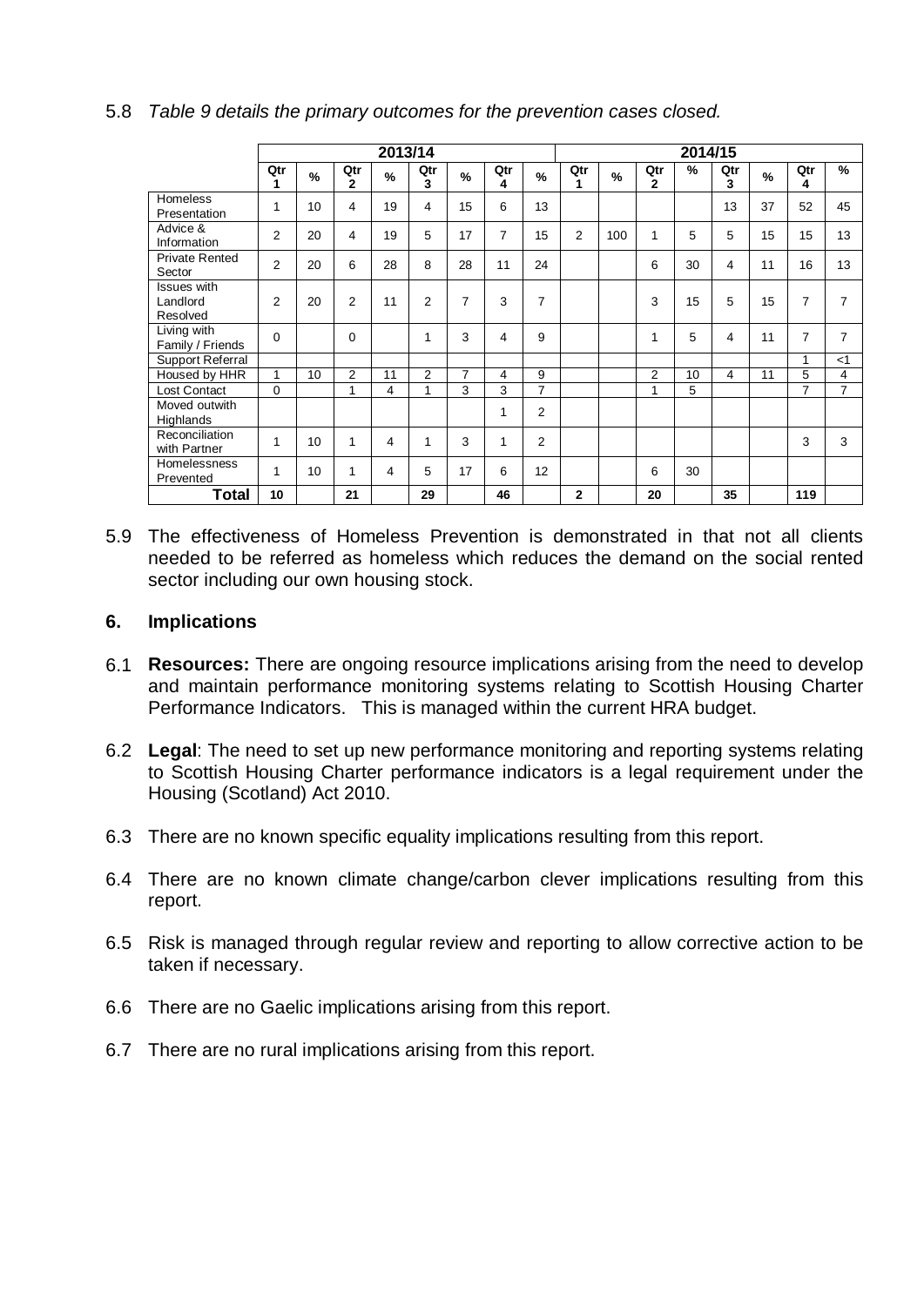5.8 *Table 9 details the primary outcomes for the prevention cases closed.*

| | 2013/14 | | | | | | | | 2014/15 | | | | | | | |
|---|---|---|---|---|---|---|---|---|---|---|---|---|---|---|---|---|
| | Qtr 1 | % | Qtr 2 | % | Qtr 3 | % | Qtr 4 | % | Qtr 1 | % | Qtr 2 | % | Qtr 3 | % | Qtr 4 | % |
| Homeless Presentation | 1 | 10 | 4 | 19 | 4 | 15 | 6 | 13 | | | | | 13 | 37 | 52 | 45 |
| Advice & Information | 2 | 20 | 4 | 19 | 5 | 17 | 7 | 15 | 2 | 100 | 1 | 5 | 5 | 15 | 15 | 13 |
| Private Rented Sector | 2 | 20 | 6 | 28 | 8 | 28 | 11 | 24 | | | 6 | 30 | 4 | 11 | 16 | 13 |
| Issues with Landlord Resolved | 2 | 20 | 2 | 11 | 2 | 7 | 3 | 7 | | | 3 | 15 | 5 | 15 | 7 | 7 |
| Living with Family / Friends | 0 | | 0 | | 1 | 3 | 4 | 9 | | | 1 | 5 | 4 | 11 | 7 | 7 |
| Support Referral | | | | | | | | | | | | | | | 1 | <1 |
| Housed by HHR | 1 | 10 | 2 | 11 | 2 | 7 | 4 | 9 | | | 2 | 10 | 4 | 11 | 5 | 4 |
| Lost Contact | 0 | | 1 | 4 | 1 | 3 | 3 | 7 | | | 1 | 5 | | | 7 | 7 |
| Moved outwith Highlands | | | | | | | 1 | 2 | | | | | | | | |
| Reconciliation with Partner | 1 | 10 | 1 | 4 | 1 | 3 | 1 | 2 | | | | | | | 3 | 3 |
| Homelessness Prevented | 1 | 10 | 1 | 4 | 5 | 17 | 6 | 12 | | | 6 | 30 | | | | |
| **Total** | **10** | | **21** | | **29** | | **46** | | **2** | | **20** | | **35** | | **119** | |

5.9 The effectiveness of Homeless Prevention is demonstrated in that not all clients needed to be referred as homeless which reduces the demand on the social rented sector including our own housing stock.

## 6. Implications

6.1 **Resources:** There are ongoing resource implications arising from the need to develop and maintain performance monitoring systems relating to Scottish Housing Charter Performance Indicators. This is managed within the current HRA budget.

6.2 **Legal**: The need to set up new performance monitoring and reporting systems relating to Scottish Housing Charter performance indicators is a legal requirement under the Housing (Scotland) Act 2010.

6.3 There are no known specific equality implications resulting from this report.

6.4 There are no known climate change/carbon clever implications resulting from this report.

6.5 Risk is managed through regular review and reporting to allow corrective action to be taken if necessary.

6.6 There are no Gaelic implications arising from this report.

6.7 There are no rural implications arising from this report.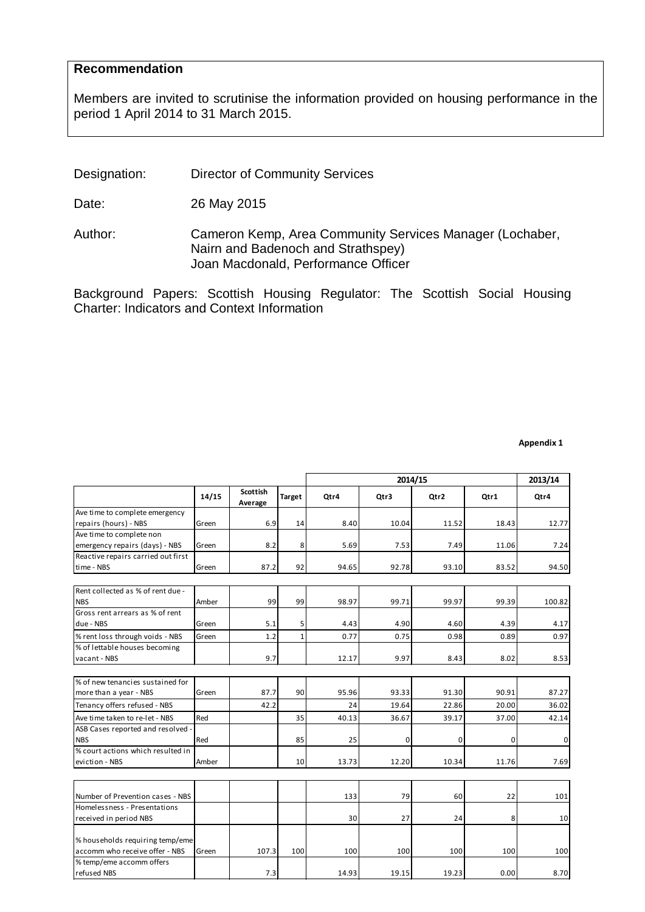**Recommendation**

Members are invited to scrutinise the information provided on housing performance in the period 1 April 2014 to 31 March 2015.

Designation: Director of Community Services

Date: 26 May 2015

Author: Cameron Kemp, Area Community Services Manager (Lochaber, Nairn and Badenoch and Strathspey)
Joan Macdonald, Performance Officer

Background Papers: Scottish Housing Regulator: The Scottish Social Housing Charter: Indicators and Context Information

**Appendix 1**

| | | | | 2014/15 | | | | 2013/14 |
|---|---|---|---|---|---|---|---|---|
| | 14/15 | Scottish Average | Target | Qtr4 | Qtr3 | Qtr2 | Qtr1 | Qtr4 |
| Ave time to complete emergency repairs (hours) - NBS | Green | 6.9 | 14 | 8.40 | 10.04 | 11.52 | 18.43 | 12.77 |
| Ave time to complete non emergency repairs (days) - NBS | Green | 8.2 | 8 | 5.69 | 7.53 | 7.49 | 11.06 | 7.24 |
| Reactive repairs carried out first time - NBS | Green | 87.2 | 92 | 94.65 | 92.78 | 93.10 | 83.52 | 94.50 |
| Rent collected as % of rent due - NBS | Amber | 99 | 99 | 98.97 | 99.71 | 99.97 | 99.39 | 100.82 |
| Gross rent arrears as % of rent due - NBS | Green | 5.1 | 5 | 4.43 | 4.90 | 4.60 | 4.39 | 4.17 |
| % rent loss through voids - NBS | Green | 1.2 | 1 | 0.77 | 0.75 | 0.98 | 0.89 | 0.97 |
| % of lettable houses becoming vacant - NBS | | 9.7 | | 12.17 | 9.97 | 8.43 | 8.02 | 8.53 |
| % of new tenancies sustained for more than a year - NBS | Green | 87.7 | 90 | 95.96 | 93.33 | 91.30 | 90.91 | 87.27 |
| Tenancy offers refused - NBS | | 42.2 | | 24 | 19.64 | 22.86 | 20.00 | 36.02 |
| Ave time taken to re-let - NBS | Red | | 35 | 40.13 | 36.67 | 39.17 | 37.00 | 42.14 |
| ASB Cases reported and resolved - NBS | Red | | 85 | 25 | 0 | 0 | 0 | 0 |
| % court actions which resulted in eviction - NBS | Amber | | 10 | 13.73 | 12.20 | 10.34 | 11.76 | 7.69 |
| Number of Prevention cases - NBS | | | | 133 | 79 | 60 | 22 | 101 |
| Homelessness - Presentations received in period NBS | | | | 30 | 27 | 24 | 8 | 10 |
| % households requiring temp/eme accomm who receive offer - NBS | Green | 107.3 | 100 | 100 | 100 | 100 | 100 | 100 |
| % temp/eme accomm offers refused NBS | | 7.3 | | 14.93 | 19.15 | 19.23 | 0.00 | 8.70 |